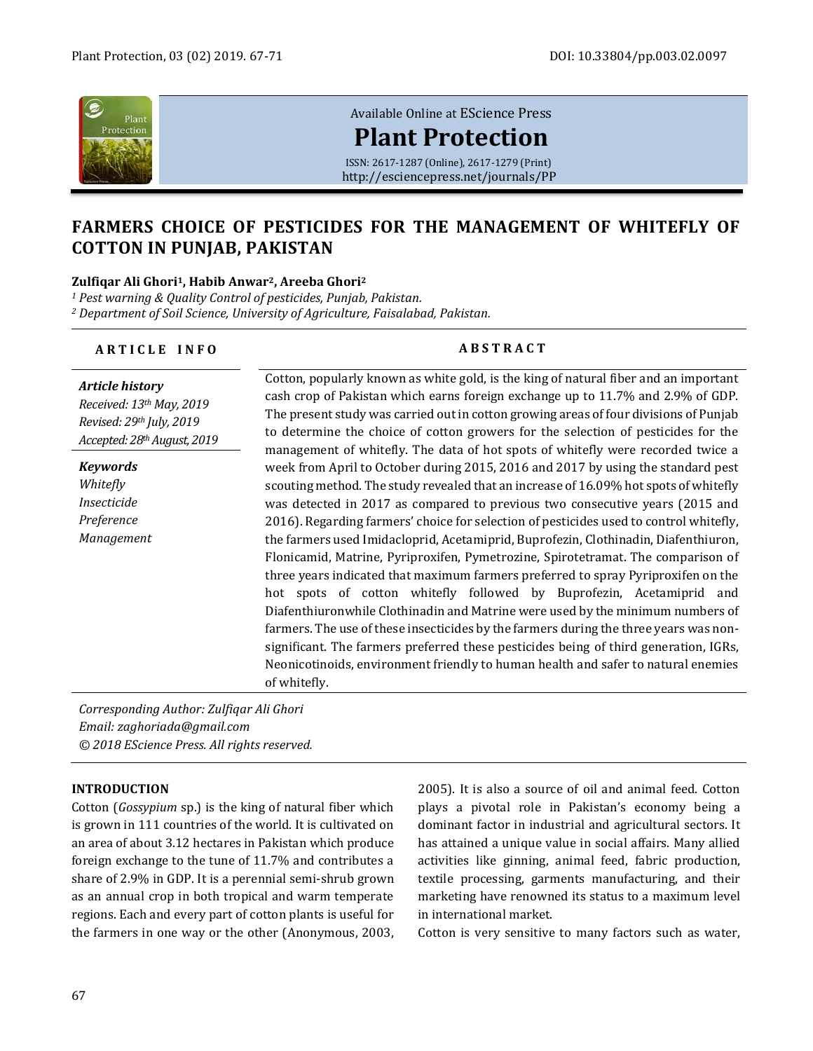Available Online at EScience Press

**Plant Protection**

ISSN: 2617-1287 (Online), 2617-1279 (Print)
http://esciencepress.net/journals/PP

# FARMERS CHOICE OF PESTICIDES FOR THE MANAGEMENT OF WHITEFLY OF COTTON IN PUNJAB, PAKISTAN

**Zulfiqar Ali Ghori[1], Habib Anwar[2], Areeba Ghori[2]**

*[1] Pest warning & Quality Control of pesticides, Punjab, Pakistan.*
*[2] Department of Soil Science, University of Agriculture, Faisalabad, Pakistan.*

**ARTICLE INFO**

***Article history***
*Received: 13th May, 2019*
*Revised: 29th July, 2019*
*Accepted: 28th August, 2019*

***Keywords***
*Whitefly*
*Insecticide*
*Preference*
*Management*

**ABSTRACT**

Cotton, popularly known as white gold, is the king of natural fiber and an important cash crop of Pakistan which earns foreign exchange up to 11.7% and 2.9% of GDP. The present study was carried out in cotton growing areas of four divisions of Punjab to determine the choice of cotton growers for the selection of pesticides for the management of whitefly. The data of hot spots of whitefly were recorded twice a week from April to October during 2015, 2016 and 2017 by using the standard pest scouting method. The study revealed that an increase of 16.09% hot spots of whitefly was detected in 2017 as compared to previous two consecutive years (2015 and 2016). Regarding farmers' choice for selection of pesticides used to control whitefly, the farmers used Imidacloprid, Acetamiprid, Buprofezin, Clothinadin, Diafenthiuron, Flonicamid, Matrine, Pyriproxifen, Pymetrozine, Spirotetramat. The comparison of three years indicated that maximum farmers preferred to spray Pyriproxifen on the hot spots of cotton whitefly followed by Buprofezin, Acetamiprid and Diafenthiuronwhile Clothinadin and Matrine were used by the minimum numbers of farmers. The use of these insecticides by the farmers during the three years was non-significant. The farmers preferred these pesticides being of third generation, IGRs, Neonicotinoids, environment friendly to human health and safer to natural enemies of whitefly.

*Corresponding Author: Zulfiqar Ali Ghori*
*Email: zaghoriada@gmail.com*
*© 2018 EScience Press. All rights reserved.*

## INTRODUCTION

Cotton (*Gossypium* sp.) is the king of natural fiber which is grown in 111 countries of the world. It is cultivated on an area of about 3.12 hectares in Pakistan which produce foreign exchange to the tune of 11.7% and contributes a share of 2.9% in GDP. It is a perennial semi-shrub grown as an annual crop in both tropical and warm temperate regions. Each and every part of cotton plants is useful for the farmers in one way or the other (Anonymous, 2003, 2005). It is also a source of oil and animal feed. Cotton plays a pivotal role in Pakistan's economy being a dominant factor in industrial and agricultural sectors. It has attained a unique value in social affairs. Many allied activities like ginning, animal feed, fabric production, textile processing, garments manufacturing, and their marketing have renowned its status to a maximum level in international market.

Cotton is very sensitive to many factors such as water,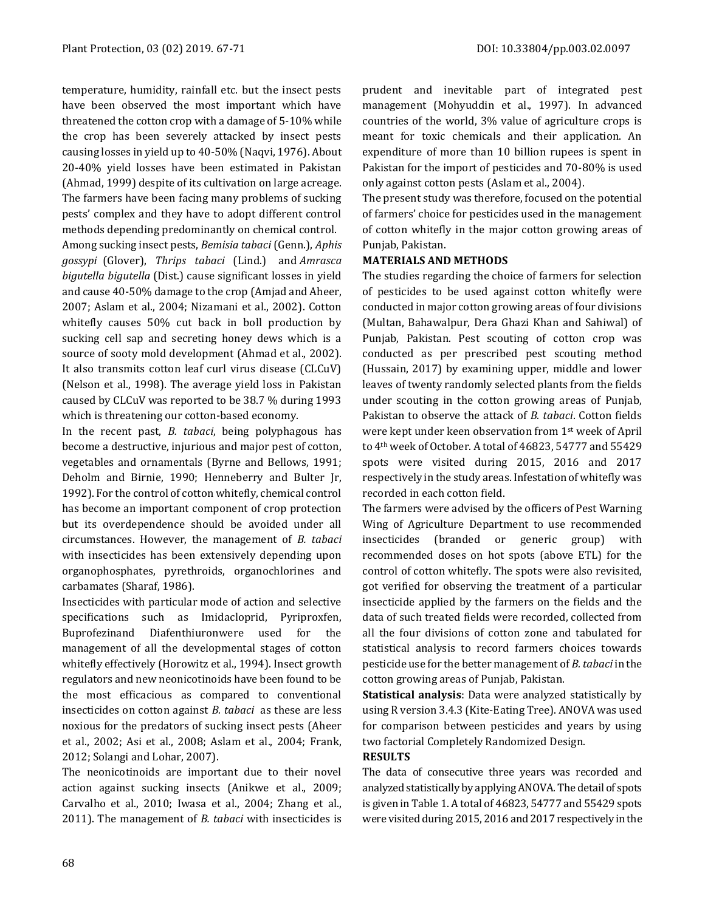temperature, humidity, rainfall etc. but the insect pests have been observed the most important which have threatened the cotton crop with a damage of 5-10% while the crop has been severely attacked by insect pests causing losses in yield up to 40-50% (Naqvi, 1976). About 20-40% yield losses have been estimated in Pakistan (Ahmad, 1999) despite of its cultivation on large acreage. The farmers have been facing many problems of sucking pests' complex and they have to adopt different control methods depending predominantly on chemical control.

Among sucking insect pests, *Bemisia tabaci* (Genn.), *Aphis gossypi* (Glover), *Thrips tabaci* (Lind.) and *Amrasca bigutella bigutella* (Dist.) cause significant losses in yield and cause 40-50% damage to the crop (Amjad and Aheer, 2007; Aslam et al., 2004; Nizamani et al., 2002). Cotton whitefly causes 50% cut back in boll production by sucking cell sap and secreting honey dews which is a source of sooty mold development (Ahmad et al., 2002). It also transmits cotton leaf curl virus disease (CLCuV) (Nelson et al., 1998). The average yield loss in Pakistan caused by CLCuV was reported to be 38.7 % during 1993 which is threatening our cotton-based economy.

In the recent past, *B. tabaci*, being polyphagous has become a destructive, injurious and major pest of cotton, vegetables and ornamentals (Byrne and Bellows, 1991; Deholm and Birnie, 1990; Henneberry and Bulter Jr, 1992). For the control of cotton whitefly, chemical control has become an important component of crop protection but its overdependence should be avoided under all circumstances. However, the management of *B. tabaci* with insecticides has been extensively depending upon organophosphates, pyrethroids, organochlorines and carbamates (Sharaf, 1986).

Insecticides with particular mode of action and selective specifications such as Imidacloprid, Pyriproxfen, Buprofezinand Diafenthiuronwere used for the management of all the developmental stages of cotton whitefly effectively (Horowitz et al., 1994). Insect growth regulators and new neonicotinoids have been found to be the most efficacious as compared to conventional insecticides on cotton against *B. tabaci* as these are less noxious for the predators of sucking insect pests (Aheer et al., 2002; Asi et al., 2008; Aslam et al., 2004; Frank, 2012; Solangi and Lohar, 2007).

The neonicotinoids are important due to their novel action against sucking insects (Anikwe et al., 2009; Carvalho et al., 2010; Iwasa et al., 2004; Zhang et al., 2011). The management of *B. tabaci* with insecticides is prudent and inevitable part of integrated pest management (Mohyuddin et al., 1997). In advanced countries of the world, 3% value of agriculture crops is meant for toxic chemicals and their application. An expenditure of more than 10 billion rupees is spent in Pakistan for the import of pesticides and 70-80% is used only against cotton pests (Aslam et al., 2004).

The present study was therefore, focused on the potential of farmers' choice for pesticides used in the management of cotton whitefly in the major cotton growing areas of Punjab, Pakistan.

## MATERIALS AND METHODS

The studies regarding the choice of farmers for selection of pesticides to be used against cotton whitefly were conducted in major cotton growing areas of four divisions (Multan, Bahawalpur, Dera Ghazi Khan and Sahiwal) of Punjab, Pakistan. Pest scouting of cotton crop was conducted as per prescribed pest scouting method (Hussain, 2017) by examining upper, middle and lower leaves of twenty randomly selected plants from the fields under scouting in the cotton growing areas of Punjab, Pakistan to observe the attack of *B. tabaci*. Cotton fields were kept under keen observation from 1st week of April to 4th week of October. A total of 46823, 54777 and 55429 spots were visited during 2015, 2016 and 2017 respectively in the study areas. Infestation of whitefly was recorded in each cotton field.

The farmers were advised by the officers of Pest Warning Wing of Agriculture Department to use recommended insecticides (branded or generic group) with recommended doses on hot spots (above ETL) for the control of cotton whitefly. The spots were also revisited, got verified for observing the treatment of a particular insecticide applied by the farmers on the fields and the data of such treated fields were recorded, collected from all the four divisions of cotton zone and tabulated for statistical analysis to record farmers choices towards pesticide use for the better management of *B. tabaci* in the cotton growing areas of Punjab, Pakistan.

**Statistical analysis**: Data were analyzed statistically by using R version 3.4.3 (Kite-Eating Tree). ANOVA was used for comparison between pesticides and years by using two factorial Completely Randomized Design.

## RESULTS

The data of consecutive three years was recorded and analyzed statistically by applying ANOVA. The detail of spots is given in Table 1. A total of 46823, 54777 and 55429 spots were visited during 2015, 2016 and 2017 respectively in the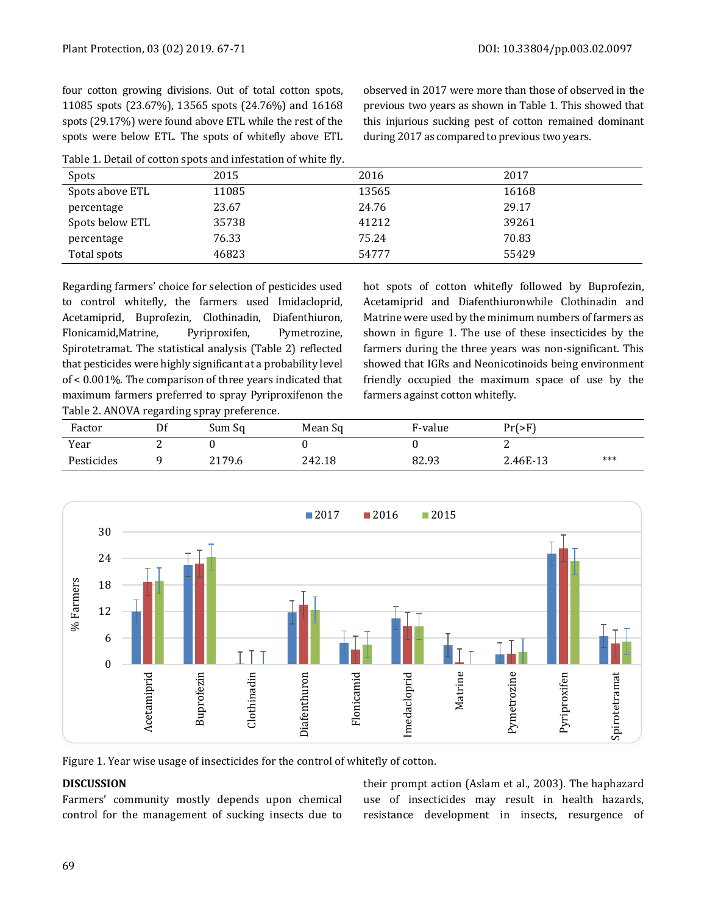four cotton growing divisions. Out of total cotton spots, 11085 spots (23.67%), 13565 spots (24.76%) and 16168 spots (29.17%) were found above ETL while the rest of the spots were below ETL. The spots of whitefly above ETL observed in 2017 were more than those of observed in the previous two years as shown in Table 1. This showed that this injurious sucking pest of cotton remained dominant during 2017 as compared to previous two years.

Table 1. Detail of cotton spots and infestation of white fly.

| Spots | 2015 | 2016 | 2017 |
|---|---|---|---|
| Spots above ETL | 11085 | 13565 | 16168 |
| percentage | 23.67 | 24.76 | 29.17 |
| Spots below ETL | 35738 | 41212 | 39261 |
| percentage | 76.33 | 75.24 | 70.83 |
| Total spots | 46823 | 54777 | 55429 |

Regarding farmers' choice for selection of pesticides used to control whitefly, the farmers used Imidacloprid, Acetamiprid, Buprofezin, Clothinadin, Diafenthiuron, Flonicamid,Matrine, Pyriproxifen, Pymetrozine, Spirotetramat. The statistical analysis (Table 2) reflected that pesticides were highly significant at a probability level of < 0.001%. The comparison of three years indicated that maximum farmers preferred to spray Pyriproxifenon the hot spots of cotton whitefly followed by Buprofezin, Acetamiprid and Diafenthiuronwhile Clothinadin and Matrine were used by the minimum numbers of farmers as shown in figure 1. The use of these insecticides by the farmers during the three years was non-significant. This showed that IGRs and Neonicotinoids being environment friendly occupied the maximum space of use by the farmers against cotton whitefly.

Table 2. ANOVA regarding spray preference.

| Factor | Df | Sum Sq | Mean Sq | F-value | Pr(>F) | |
|---|---|---|---|---|---|---|
| Year | 2 | 0 | 0 | 0 | 2 | |
| Pesticides | 9 | 2179.6 | 242.18 | 82.93 | 2.46E-13 | *** |

Figure 1. Year wise usage of insecticides for the control of whitefly of cotton.

## DISCUSSION

Farmers' community mostly depends upon chemical control for the management of sucking insects due to their prompt action (Aslam et al., 2003). The haphazard use of insecticides may result in health hazards, resistance development in insects, resurgence of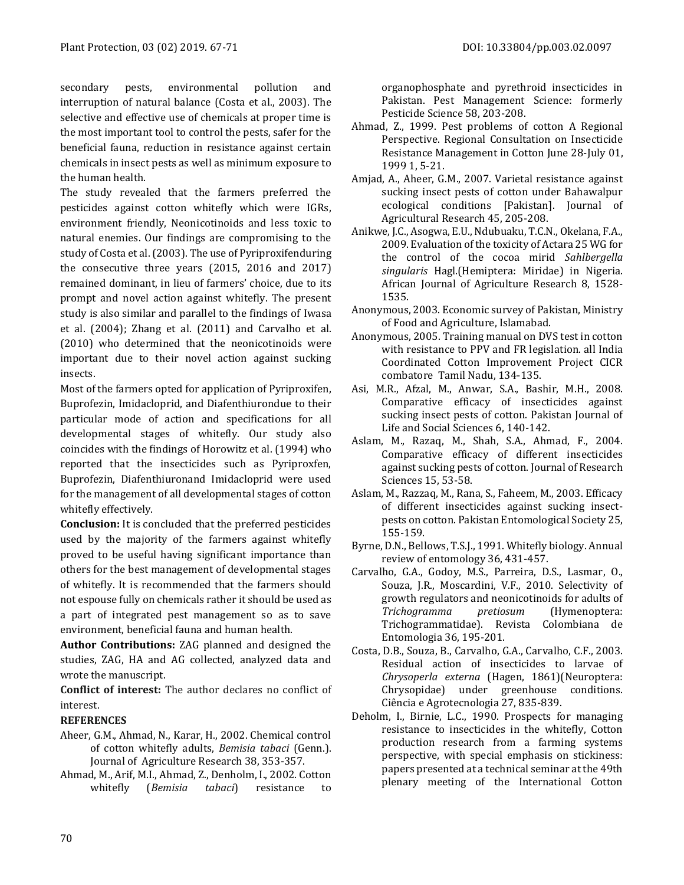secondary pests, environmental pollution and interruption of natural balance (Costa et al., 2003). The selective and effective use of chemicals at proper time is the most important tool to control the pests, safer for the beneficial fauna, reduction in resistance against certain chemicals in insect pests as well as minimum exposure to the human health.

The study revealed that the farmers preferred the pesticides against cotton whitefly which were IGRs, environment friendly, Neonicotinoids and less toxic to natural enemies. Our findings are compromising to the study of Costa et al. (2003). The use of Pyriproxifenduring the consecutive three years (2015, 2016 and 2017) remained dominant, in lieu of farmers' choice, due to its prompt and novel action against whitefly. The present study is also similar and parallel to the findings of Iwasa et al. (2004); Zhang et al. (2011) and Carvalho et al. (2010) who determined that the neonicotinoids were important due to their novel action against sucking insects.

Most of the farmers opted for application of Pyriproxifen, Buprofezin, Imidacloprid, and Diafenthiurondue to their particular mode of action and specifications for all developmental stages of whitefly. Our study also coincides with the findings of Horowitz et al. (1994) who reported that the insecticides such as Pyriproxfen, Buprofezin, Diafenthiuronand Imidacloprid were used for the management of all developmental stages of cotton whitefly effectively.

**Conclusion:** It is concluded that the preferred pesticides used by the majority of the farmers against whitefly proved to be useful having significant importance than others for the best management of developmental stages of whitefly. It is recommended that the farmers should not espouse fully on chemicals rather it should be used as a part of integrated pest management so as to save environment, beneficial fauna and human health.

**Author Contributions:** ZAG planned and designed the studies, ZAG, HA and AG collected, analyzed data and wrote the manuscript.

**Conflict of interest:** The author declares no conflict of interest.

## REFERENCES

Aheer, G.M., Ahmad, N., Karar, H., 2002. Chemical control of cotton whitefly adults, *Bemisia tabaci* (Genn.). Journal of Agriculture Research 38, 353-357.

Ahmad, M., Arif, M.I., Ahmad, Z., Denholm, I., 2002. Cotton whitefly (*Bemisia tabaci*) resistance to organophosphate and pyrethroid insecticides in Pakistan. Pest Management Science: formerly Pesticide Science 58, 203-208.

Ahmad, Z., 1999. Pest problems of cotton A Regional Perspective. Regional Consultation on Insecticide Resistance Management in Cotton June 28-July 01, 1999 1, 5-21.

Amjad, A., Aheer, G.M., 2007. Varietal resistance against sucking insect pests of cotton under Bahawalpur ecological conditions [Pakistan]. Journal of Agricultural Research 45, 205-208.

Anikwe, J.C., Asogwa, E.U., Ndubuaku, T.C.N., Okelana, F.A., 2009. Evaluation of the toxicity of Actara 25 WG for the control of the cocoa mirid *Sahlbergella singularis* Hagl.(Hemiptera: Miridae) in Nigeria. African Journal of Agriculture Research 8, 1528-1535.

Anonymous, 2003. Economic survey of Pakistan, Ministry of Food and Agriculture, Islamabad.

Anonymous, 2005. Training manual on DVS test in cotton with resistance to PPV and FR legislation. all India Coordinated Cotton Improvement Project CICR combatore Tamil Nadu, 134-135.

Asi, M.R., Afzal, M., Anwar, S.A., Bashir, M.H., 2008. Comparative efficacy of insecticides against sucking insect pests of cotton. Pakistan Journal of Life and Social Sciences 6, 140-142.

Aslam, M., Razaq, M., Shah, S.A., Ahmad, F., 2004. Comparative efficacy of different insecticides against sucking pests of cotton. Journal of Research Sciences 15, 53-58.

Aslam, M., Razzaq, M., Rana, S., Faheem, M., 2003. Efficacy of different insecticides against sucking insect-pests on cotton. Pakistan Entomological Society 25, 155-159.

Byrne, D.N., Bellows, T.S.J., 1991. Whitefly biology. Annual review of entomology 36, 431-457.

Carvalho, G.A., Godoy, M.S., Parreira, D.S., Lasmar, O., Souza, J.R., Moscardini, V.F., 2010. Selectivity of growth regulators and neonicotinoids for adults of *Trichogramma pretiosum* (Hymenoptera: Trichogrammatidae). Revista Colombiana de Entomologia 36, 195-201.

Costa, D.B., Souza, B., Carvalho, G.A., Carvalho, C.F., 2003. Residual action of insecticides to larvae of *Chrysoperla externa* (Hagen, 1861)(Neuroptera: Chrysopidae) under greenhouse conditions. Ciência e Agrotecnologia 27, 835-839.

Deholm, I., Birnie, L.C., 1990. Prospects for managing resistance to insecticides in the whitefly, Cotton production research from a farming systems perspective, with special emphasis on stickiness: papers presented at a technical seminar at the 49th plenary meeting of the International Cotton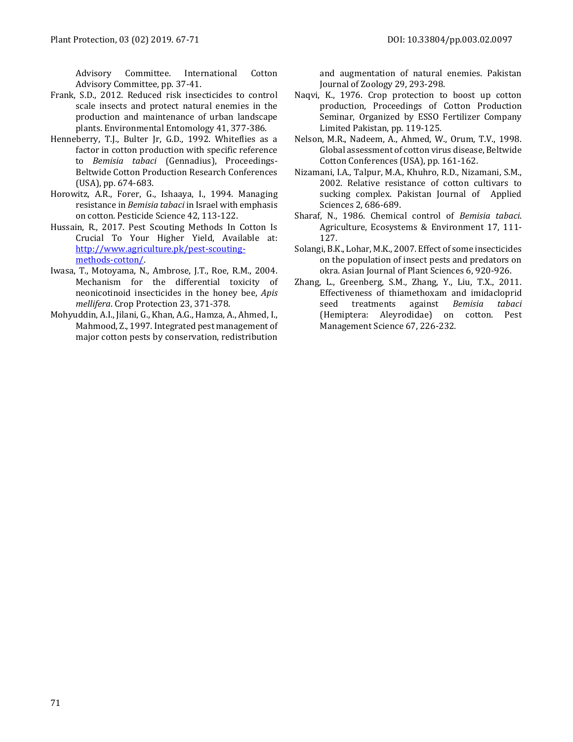Advisory Committee. International Cotton Advisory Committee, pp. 37-41.

Frank, S.D., 2012. Reduced risk insecticides to control scale insects and protect natural enemies in the production and maintenance of urban landscape plants. Environmental Entomology 41, 377-386.

Henneberry, T.J., Bulter Jr, G.D., 1992. Whiteflies as a factor in cotton production with specific reference to *Bemisia tabaci* (Gennadius), Proceedings-Beltwide Cotton Production Research Conferences (USA), pp. 674-683.

Horowitz, A.R., Forer, G., Ishaaya, I., 1994. Managing resistance in *Bemisia tabaci* in Israel with emphasis on cotton. Pesticide Science 42, 113-122.

Hussain, R., 2017. Pest Scouting Methods In Cotton Is Crucial To Your Higher Yield, Available at: [http://www.agriculture.pk/pest-scouting-methods-cotton/](http://www.agriculture.pk/pest-scouting-methods-cotton/).

Iwasa, T., Motoyama, N., Ambrose, J.T., Roe, R.M., 2004. Mechanism for the differential toxicity of neonicotinoid insecticides in the honey bee, *Apis mellifera*. Crop Protection 23, 371-378.

Mohyuddin, A.I., Jilani, G., Khan, A.G., Hamza, A., Ahmed, I., Mahmood, Z., 1997. Integrated pest management of major cotton pests by conservation, redistribution and augmentation of natural enemies. Pakistan Journal of Zoology 29, 293-298.

Naqvi, K., 1976. Crop protection to boost up cotton production, Proceedings of Cotton Production Seminar, Organized by ESSO Fertilizer Company Limited Pakistan, pp. 119-125.

Nelson, M.R., Nadeem, A., Ahmed, W., Orum, T.V., 1998. Global assessment of cotton virus disease, Beltwide Cotton Conferences (USA), pp. 161-162.

Nizamani, I.A., Talpur, M.A., Khuhro, R.D., Nizamani, S.M., 2002. Relative resistance of cotton cultivars to sucking complex. Pakistan Journal of Applied Sciences 2, 686-689.

Sharaf, N., 1986. Chemical control of *Bemisia tabaci*. Agriculture, Ecosystems & Environment 17, 111-127.

Solangi, B.K., Lohar, M.K., 2007. Effect of some insecticides on the population of insect pests and predators on okra. Asian Journal of Plant Sciences 6, 920-926.

Zhang, L., Greenberg, S.M., Zhang, Y., Liu, T.X., 2011. Effectiveness of thiamethoxam and imidacloprid seed treatments against *Bemisia tabaci* (Hemiptera: Aleyrodidae) on cotton. Pest Management Science 67, 226-232.